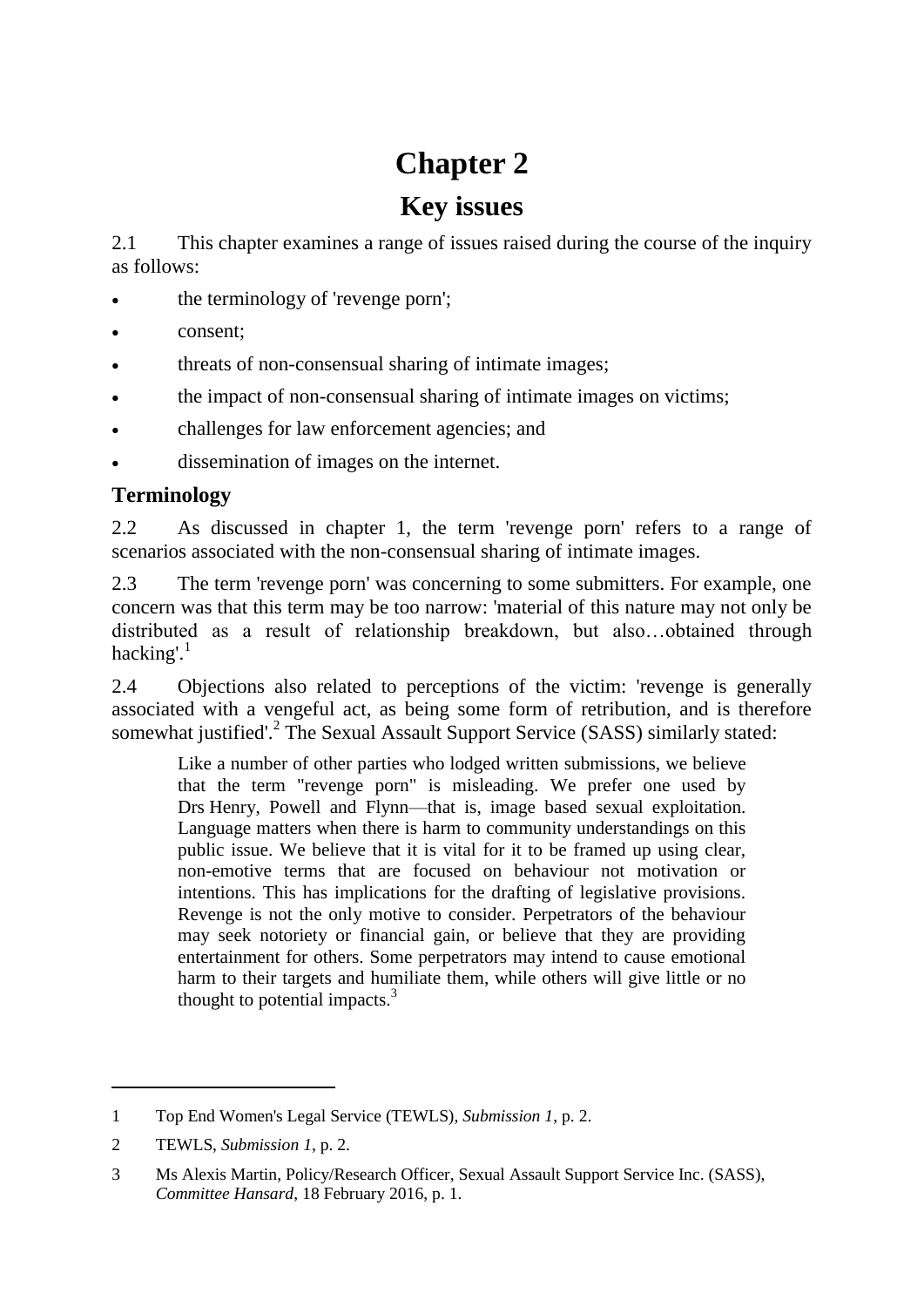# Chapter 2

## Key issues

2.1 This chapter examines a range of issues raised during the course of the inquiry as follows:

- the terminology of 'revenge porn';
- consent;
- threats of non-consensual sharing of intimate images;
- the impact of non-consensual sharing of intimate images on victims;
- challenges for law enforcement agencies; and
- dissemination of images on the internet.

### Terminology

2.2 As discussed in chapter 1, the term 'revenge porn' refers to a range of scenarios associated with the non-consensual sharing of intimate images.

2.3 The term 'revenge porn' was concerning to some submitters. For example, one concern was that this term may be too narrow: 'material of this nature may not only be distributed as a result of relationship breakdown, but also…obtained through hacking'.[1]

2.4 Objections also related to perceptions of the victim: 'revenge is generally associated with a vengeful act, as being some form of retribution, and is therefore somewhat justified'.[2] The Sexual Assault Support Service (SASS) similarly stated:

> Like a number of other parties who lodged written submissions, we believe that the term "revenge porn" is misleading. We prefer one used by Drs Henry, Powell and Flynn—that is, image based sexual exploitation. Language matters when there is harm to community understandings on this public issue. We believe that it is vital for it to be framed up using clear, non-emotive terms that are focused on behaviour not motivation or intentions. This has implications for the drafting of legislative provisions. Revenge is not the only motive to consider. Perpetrators of the behaviour may seek notoriety or financial gain, or believe that they are providing entertainment for others. Some perpetrators may intend to cause emotional harm to their targets and humiliate them, while others will give little or no thought to potential impacts.[3]

---

1 Top End Women's Legal Service (TEWLS), *Submission 1*, p. 2.

2 TEWLS, *Submission 1*, p. 2.

3 Ms Alexis Martin, Policy/Research Officer, Sexual Assault Support Service Inc. (SASS), *Committee Hansard*, 18 February 2016, p. 1.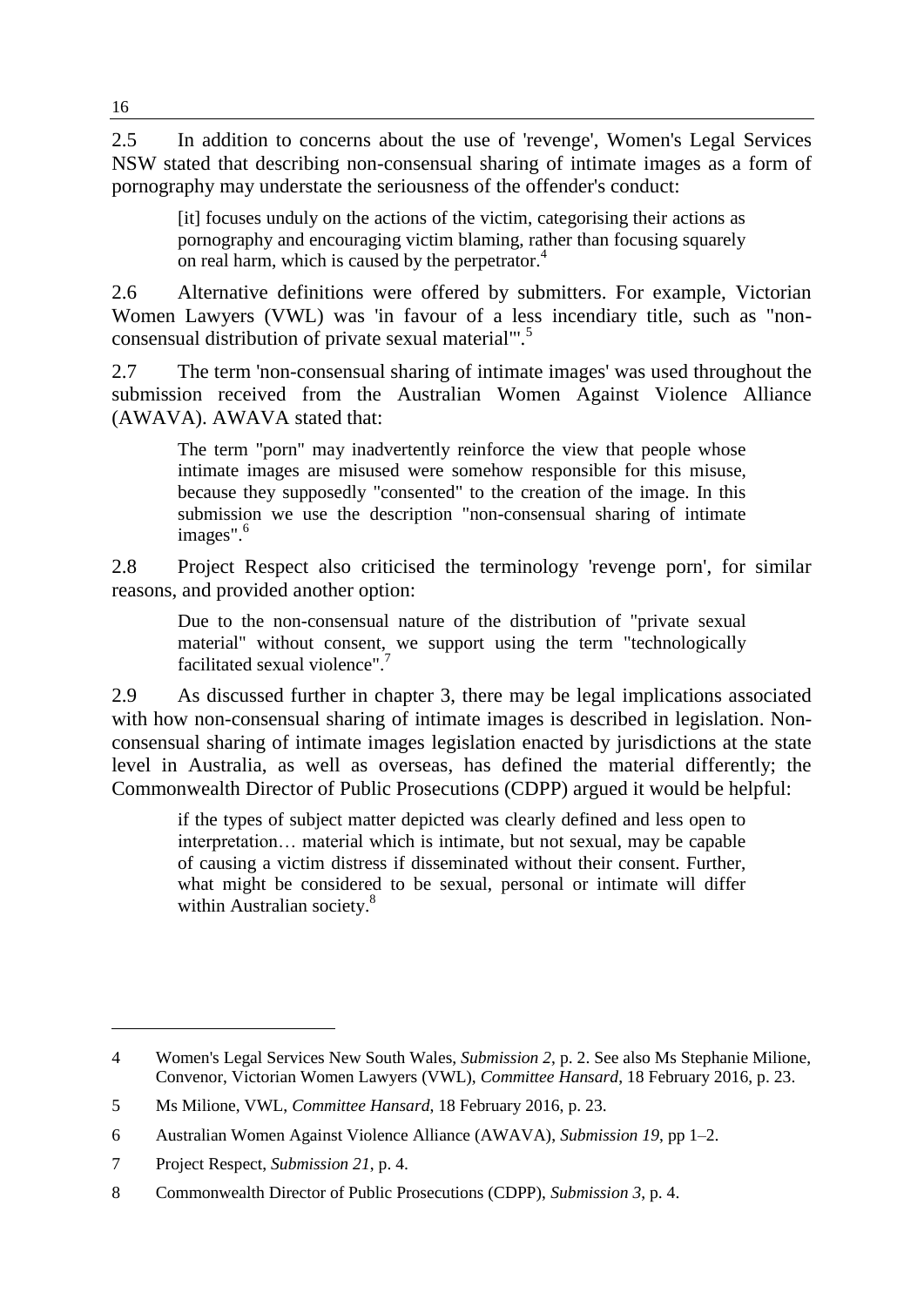2.5 In addition to concerns about the use of 'revenge', Women's Legal Services NSW stated that describing non-consensual sharing of intimate images as a form of pornography may understate the seriousness of the offender's conduct:

> [it] focuses unduly on the actions of the victim, categorising their actions as pornography and encouraging victim blaming, rather than focusing squarely on real harm, which is caused by the perpetrator.[4]

2.6 Alternative definitions were offered by submitters. For example, Victorian Women Lawyers (VWL) was 'in favour of a less incendiary title, such as "non-consensual distribution of private sexual material"'.[5]

2.7 The term 'non-consensual sharing of intimate images' was used throughout the submission received from the Australian Women Against Violence Alliance (AWAVA). AWAVA stated that:

> The term "porn" may inadvertently reinforce the view that people whose intimate images are misused were somehow responsible for this misuse, because they supposedly "consented" to the creation of the image. In this submission we use the description "non-consensual sharing of intimate images".[6]

2.8 Project Respect also criticised the terminology 'revenge porn', for similar reasons, and provided another option:

> Due to the non-consensual nature of the distribution of "private sexual material" without consent, we support using the term "technologically facilitated sexual violence".[7]

2.9 As discussed further in chapter 3, there may be legal implications associated with how non-consensual sharing of intimate images is described in legislation. Non-consensual sharing of intimate images legislation enacted by jurisdictions at the state level in Australia, as well as overseas, has defined the material differently; the Commonwealth Director of Public Prosecutions (CDPP) argued it would be helpful:

> if the types of subject matter depicted was clearly defined and less open to interpretation… material which is intimate, but not sexual, may be capable of causing a victim distress if disseminated without their consent. Further, what might be considered to be sexual, personal or intimate will differ within Australian society.[8]

---

4 Women's Legal Services New South Wales, *Submission 2*, p. 2. See also Ms Stephanie Milione, Convenor, Victorian Women Lawyers (VWL), *Committee Hansard*, 18 February 2016, p. 23.

5 Ms Milione, VWL, *Committee Hansard*, 18 February 2016, p. 23.

6 Australian Women Against Violence Alliance (AWAVA), *Submission 19*, pp 1–2.

7 Project Respect, *Submission 21*, p. 4.

8 Commonwealth Director of Public Prosecutions (CDPP), *Submission 3*, p. 4.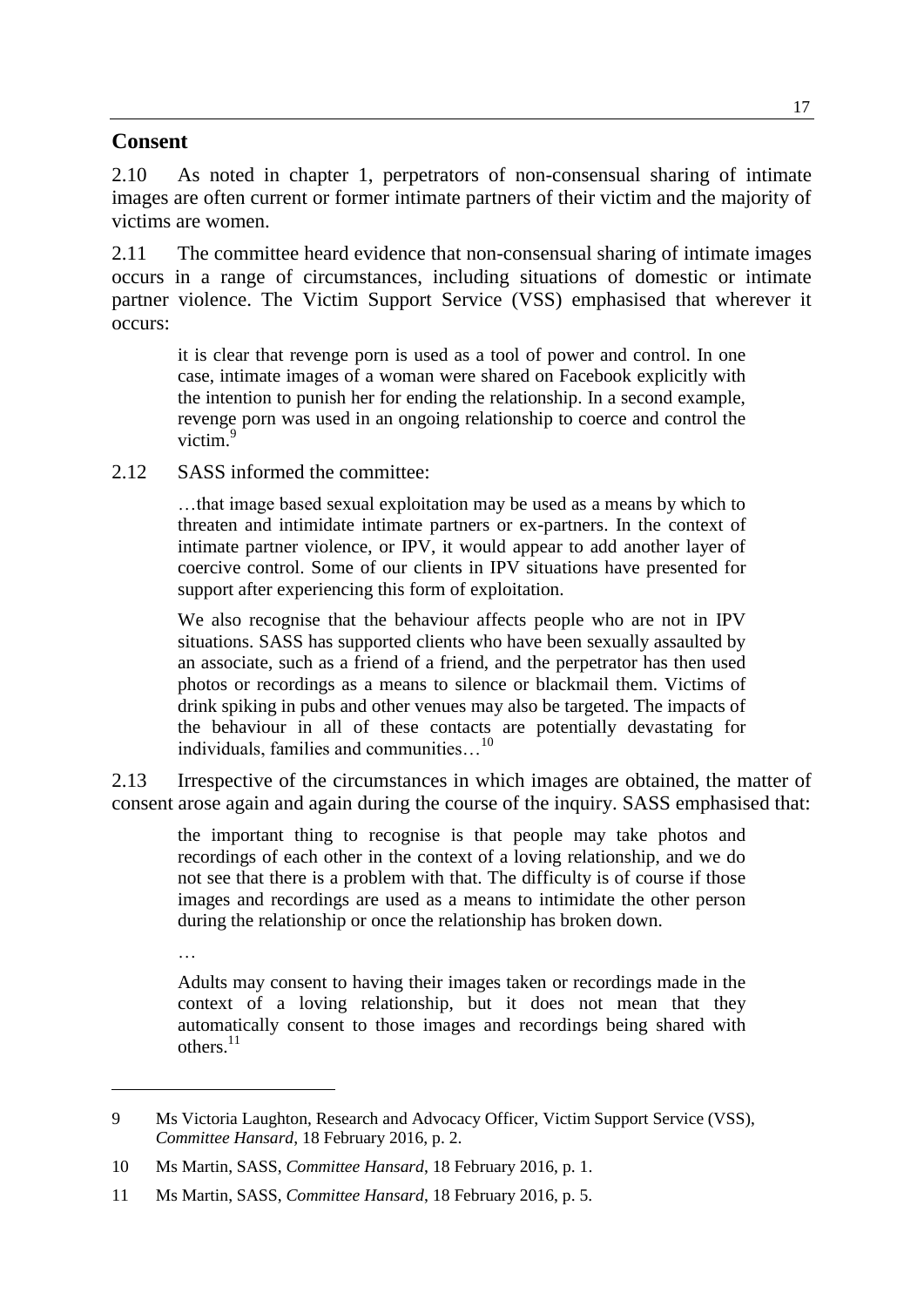## Consent

2.10 As noted in chapter 1, perpetrators of non-consensual sharing of intimate images are often current or former intimate partners of their victim and the majority of victims are women.

2.11 The committee heard evidence that non-consensual sharing of intimate images occurs in a range of circumstances, including situations of domestic or intimate partner violence. The Victim Support Service (VSS) emphasised that wherever it occurs:

> it is clear that revenge porn is used as a tool of power and control. In one case, intimate images of a woman were shared on Facebook explicitly with the intention to punish her for ending the relationship. In a second example, revenge porn was used in an ongoing relationship to coerce and control the victim.[9]

2.12 SASS informed the committee:

> …that image based sexual exploitation may be used as a means by which to threaten and intimidate intimate partners or ex-partners. In the context of intimate partner violence, or IPV, it would appear to add another layer of coercive control. Some of our clients in IPV situations have presented for support after experiencing this form of exploitation.
>
> We also recognise that the behaviour affects people who are not in IPV situations. SASS has supported clients who have been sexually assaulted by an associate, such as a friend of a friend, and the perpetrator has then used photos or recordings as a means to silence or blackmail them. Victims of drink spiking in pubs and other venues may also be targeted. The impacts of the behaviour in all of these contacts are potentially devastating for individuals, families and communities…[10]

2.13 Irrespective of the circumstances in which images are obtained, the matter of consent arose again and again during the course of the inquiry. SASS emphasised that:

> the important thing to recognise is that people may take photos and recordings of each other in the context of a loving relationship, and we do not see that there is a problem with that. The difficulty is of course if those images and recordings are used as a means to intimidate the other person during the relationship or once the relationship has broken down.
>
> …
>
> Adults may consent to having their images taken or recordings made in the context of a loving relationship, but it does not mean that they automatically consent to those images and recordings being shared with others.[11]

---

9 Ms Victoria Laughton, Research and Advocacy Officer, Victim Support Service (VSS), *Committee Hansard*, 18 February 2016, p. 2.

10 Ms Martin, SASS, *Committee Hansard*, 18 February 2016, p. 1.

11 Ms Martin, SASS, *Committee Hansard*, 18 February 2016, p. 5.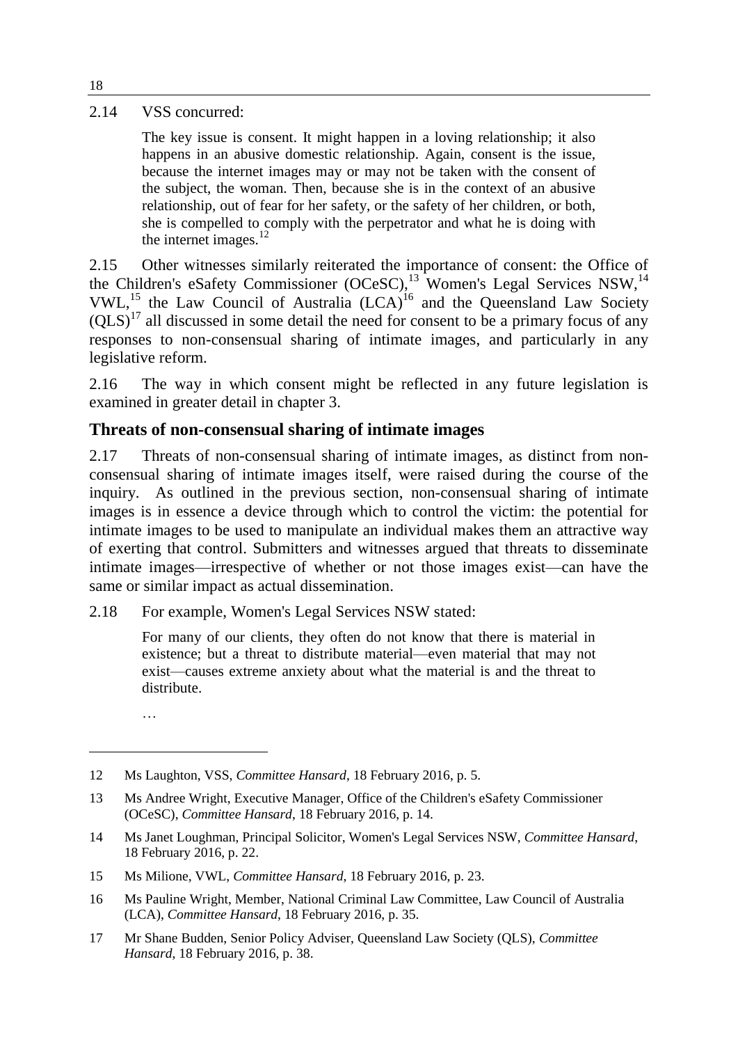2.14 VSS concurred:

> The key issue is consent. It might happen in a loving relationship; it also happens in an abusive domestic relationship. Again, consent is the issue, because the internet images may or may not be taken with the consent of the subject, the woman. Then, because she is in the context of an abusive relationship, out of fear for her safety, or the safety of her children, or both, she is compelled to comply with the perpetrator and what he is doing with the internet images.[12]

2.15 Other witnesses similarly reiterated the importance of consent: the Office of the Children's eSafety Commissioner (OCeSC),[13] Women's Legal Services NSW,[14] VWL,[15] the Law Council of Australia (LCA)[16] and the Queensland Law Society (QLS)[17] all discussed in some detail the need for consent to be a primary focus of any responses to non-consensual sharing of intimate images, and particularly in any legislative reform.

2.16 The way in which consent might be reflected in any future legislation is examined in greater detail in chapter 3.

## Threats of non-consensual sharing of intimate images

2.17 Threats of non-consensual sharing of intimate images, as distinct from non-consensual sharing of intimate images itself, were raised during the course of the inquiry. As outlined in the previous section, non-consensual sharing of intimate images is in essence a device through which to control the victim: the potential for intimate images to be used to manipulate an individual makes them an attractive way of exerting that control. Submitters and witnesses argued that threats to disseminate intimate images—irrespective of whether or not those images exist—can have the same or similar impact as actual dissemination.

2.18 For example, Women's Legal Services NSW stated:

> For many of our clients, they often do not know that there is material in existence; but a threat to distribute material—even material that may not exist—causes extreme anxiety about what the material is and the threat to distribute.
>
> …

---

12 Ms Laughton, VSS, *Committee Hansard*, 18 February 2016, p. 5.

13 Ms Andree Wright, Executive Manager, Office of the Children's eSafety Commissioner (OCeSC), *Committee Hansard*, 18 February 2016, p. 14.

14 Ms Janet Loughman, Principal Solicitor, Women's Legal Services NSW, *Committee Hansard*, 18 February 2016, p. 22.

15 Ms Milione, VWL, *Committee Hansard*, 18 February 2016, p. 23.

16 Ms Pauline Wright, Member, National Criminal Law Committee, Law Council of Australia (LCA), *Committee Hansard*, 18 February 2016, p. 35.

17 Mr Shane Budden, Senior Policy Adviser, Queensland Law Society (QLS), *Committee Hansard*, 18 February 2016, p. 38.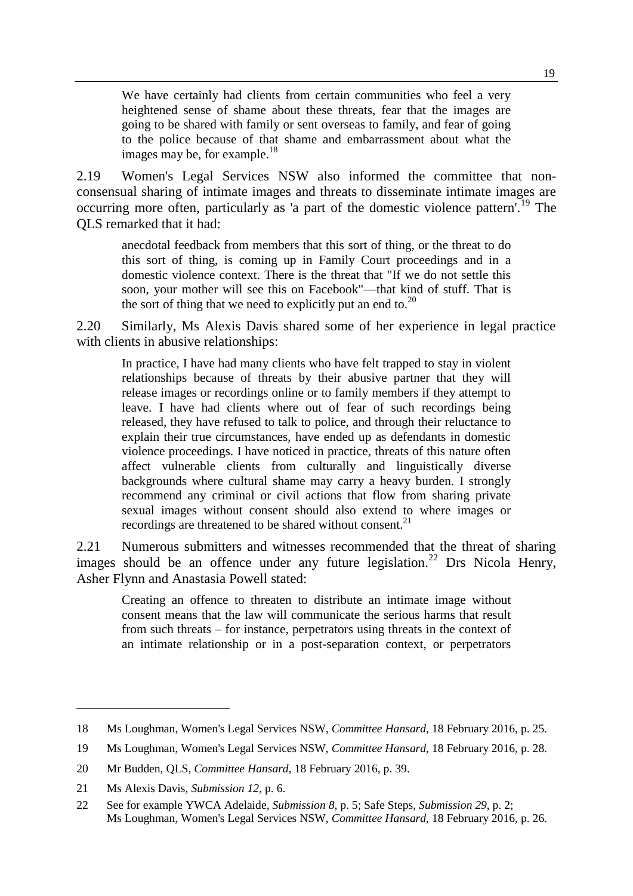> We have certainly had clients from certain communities who feel a very heightened sense of shame about these threats, fear that the images are going to be shared with family or sent overseas to family, and fear of going to the police because of that shame and embarrassment about what the images may be, for example.[18]

2.19 Women's Legal Services NSW also informed the committee that non-consensual sharing of intimate images and threats to disseminate intimate images are occurring more often, particularly as 'a part of the domestic violence pattern'.[19] The QLS remarked that it had:

> anecdotal feedback from members that this sort of thing, or the threat to do this sort of thing, is coming up in Family Court proceedings and in a domestic violence context. There is the threat that "If we do not settle this soon, your mother will see this on Facebook"—that kind of stuff. That is the sort of thing that we need to explicitly put an end to.[20]

2.20 Similarly, Ms Alexis Davis shared some of her experience in legal practice with clients in abusive relationships:

> In practice, I have had many clients who have felt trapped to stay in violent relationships because of threats by their abusive partner that they will release images or recordings online or to family members if they attempt to leave. I have had clients where out of fear of such recordings being released, they have refused to talk to police, and through their reluctance to explain their true circumstances, have ended up as defendants in domestic violence proceedings. I have noticed in practice, threats of this nature often affect vulnerable clients from culturally and linguistically diverse backgrounds where cultural shame may carry a heavy burden. I strongly recommend any criminal or civil actions that flow from sharing private sexual images without consent should also extend to where images or recordings are threatened to be shared without consent.[21]

2.21 Numerous submitters and witnesses recommended that the threat of sharing images should be an offence under any future legislation.[22] Drs Nicola Henry, Asher Flynn and Anastasia Powell stated:

> Creating an offence to threaten to distribute an intimate image without consent means that the law will communicate the serious harms that result from such threats – for instance, perpetrators using threats in the context of an intimate relationship or in a post-separation context, or perpetrators

---

18 Ms Loughman, Women's Legal Services NSW, *Committee Hansard*, 18 February 2016, p. 25.

19 Ms Loughman, Women's Legal Services NSW, *Committee Hansard*, 18 February 2016, p. 28.

20 Mr Budden, QLS, *Committee Hansard*, 18 February 2016, p. 39.

21 Ms Alexis Davis, *Submission 12*, p. 6.

22 See for example YWCA Adelaide, *Submission 8*, p. 5; Safe Steps, *Submission 29*, p. 2; Ms Loughman, Women's Legal Services NSW, *Committee Hansard*, 18 February 2016, p. 26.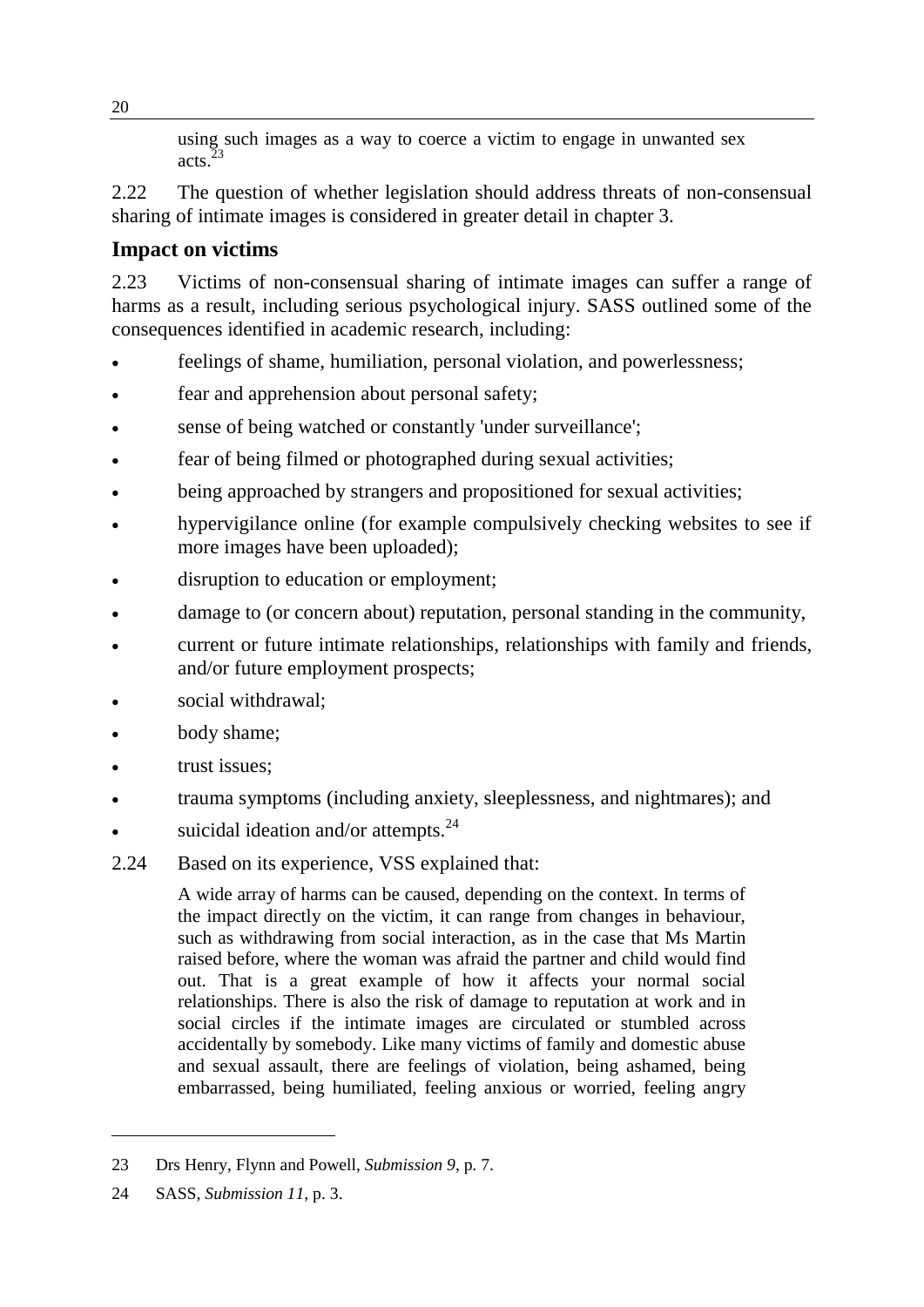> using such images as a way to coerce a victim to engage in unwanted sex acts.[23]

2.22 The question of whether legislation should address threats of non-consensual sharing of intimate images is considered in greater detail in chapter 3.

## Impact on victims

2.23 Victims of non-consensual sharing of intimate images can suffer a range of harms as a result, including serious psychological injury. SASS outlined some of the consequences identified in academic research, including:

- feelings of shame, humiliation, personal violation, and powerlessness;
- fear and apprehension about personal safety;
- sense of being watched or constantly 'under surveillance';
- fear of being filmed or photographed during sexual activities;
- being approached by strangers and propositioned for sexual activities;
- hypervigilance online (for example compulsively checking websites to see if more images have been uploaded);
- disruption to education or employment;
- damage to (or concern about) reputation, personal standing in the community,
- current or future intimate relationships, relationships with family and friends, and/or future employment prospects;
- social withdrawal;
- body shame;
- trust issues;
- trauma symptoms (including anxiety, sleeplessness, and nightmares); and
- suicidal ideation and/or attempts.[24]

2.24 Based on its experience, VSS explained that:

> A wide array of harms can be caused, depending on the context. In terms of the impact directly on the victim, it can range from changes in behaviour, such as withdrawing from social interaction, as in the case that Ms Martin raised before, where the woman was afraid the partner and child would find out. That is a great example of how it affects your normal social relationships. There is also the risk of damage to reputation at work and in social circles if the intimate images are circulated or stumbled across accidentally by somebody. Like many victims of family and domestic abuse and sexual assault, there are feelings of violation, being ashamed, being embarrassed, being humiliated, feeling anxious or worried, feeling angry

---

23 Drs Henry, Flynn and Powell, *Submission 9*, p. 7.

24 SASS, *Submission 11*, p. 3.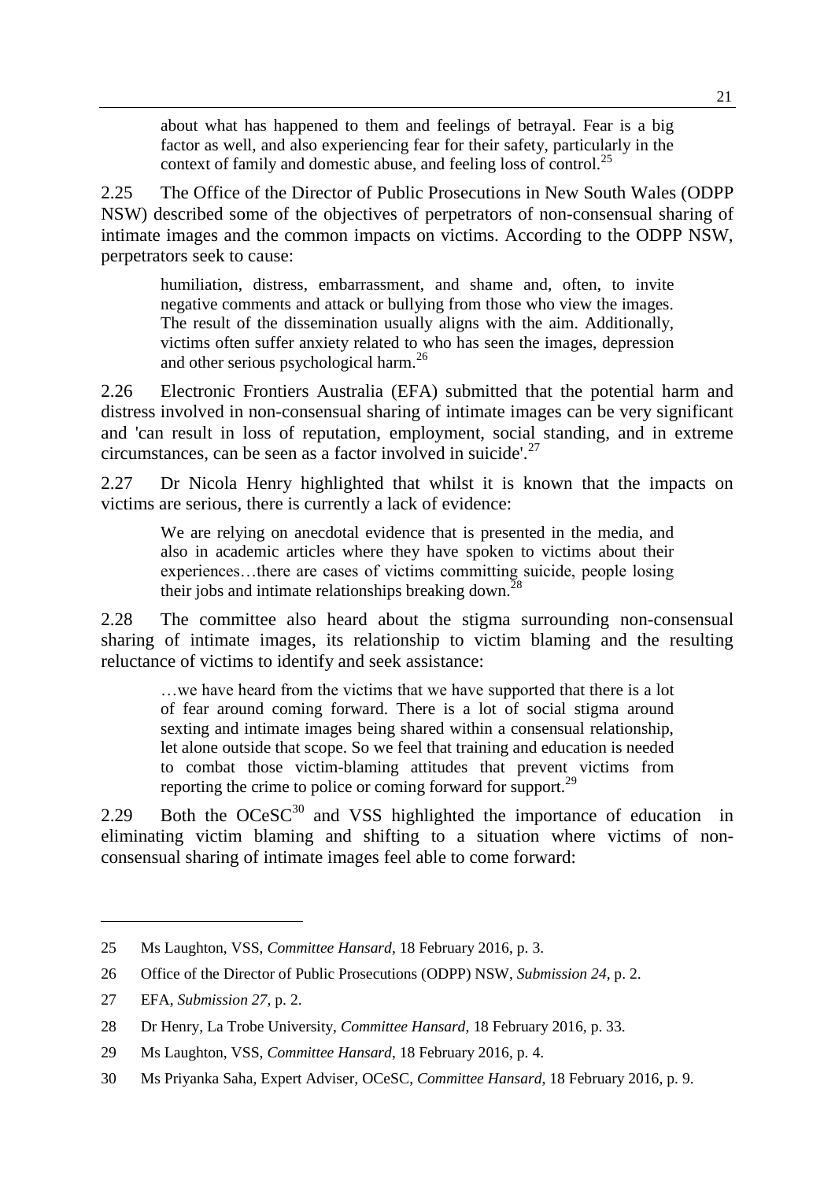> about what has happened to them and feelings of betrayal. Fear is a big factor as well, and also experiencing fear for their safety, particularly in the context of family and domestic abuse, and feeling loss of control.[25]

2.25 The Office of the Director of Public Prosecutions in New South Wales (ODPP NSW) described some of the objectives of perpetrators of non-consensual sharing of intimate images and the common impacts on victims. According to the ODPP NSW, perpetrators seek to cause:

> humiliation, distress, embarrassment, and shame and, often, to invite negative comments and attack or bullying from those who view the images. The result of the dissemination usually aligns with the aim. Additionally, victims often suffer anxiety related to who has seen the images, depression and other serious psychological harm.[26]

2.26 Electronic Frontiers Australia (EFA) submitted that the potential harm and distress involved in non-consensual sharing of intimate images can be very significant and 'can result in loss of reputation, employment, social standing, and in extreme circumstances, can be seen as a factor involved in suicide'.[27]

2.27 Dr Nicola Henry highlighted that whilst it is known that the impacts on victims are serious, there is currently a lack of evidence:

> We are relying on anecdotal evidence that is presented in the media, and also in academic articles where they have spoken to victims about their experiences…there are cases of victims committing suicide, people losing their jobs and intimate relationships breaking down.[28]

2.28 The committee also heard about the stigma surrounding non-consensual sharing of intimate images, its relationship to victim blaming and the resulting reluctance of victims to identify and seek assistance:

> …we have heard from the victims that we have supported that there is a lot of fear around coming forward. There is a lot of social stigma around sexting and intimate images being shared within a consensual relationship, let alone outside that scope. So we feel that training and education is needed to combat those victim-blaming attitudes that prevent victims from reporting the crime to police or coming forward for support.[29]

2.29 Both the OCeSC[30] and VSS highlighted the importance of education in eliminating victim blaming and shifting to a situation where victims of non-consensual sharing of intimate images feel able to come forward:

---

25 Ms Laughton, VSS, *Committee Hansard*, 18 February 2016, p. 3.

26 Office of the Director of Public Prosecutions (ODPP) NSW, *Submission 24*, p. 2.

27 EFA, *Submission 27*, p. 2.

28 Dr Henry, La Trobe University, *Committee Hansard*, 18 February 2016, p. 33.

29 Ms Laughton, VSS, *Committee Hansard*, 18 February 2016, p. 4.

30 Ms Priyanka Saha, Expert Adviser, OCeSC, *Committee Hansard*, 18 February 2016, p. 9.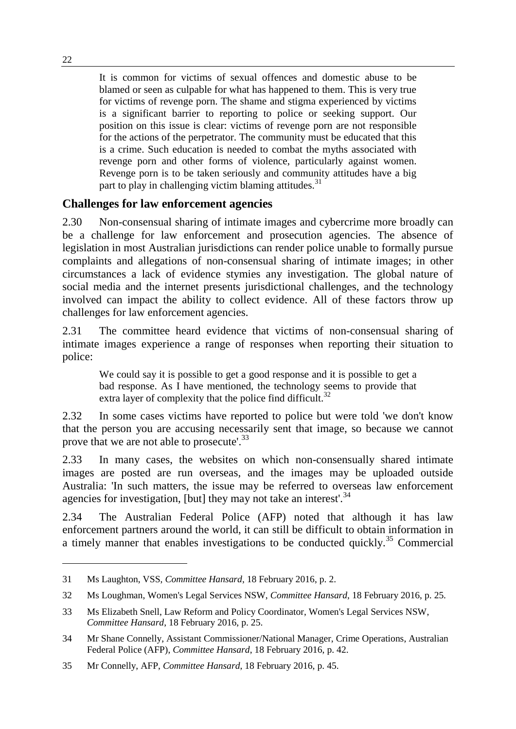> It is common for victims of sexual offences and domestic abuse to be blamed or seen as culpable for what has happened to them. This is very true for victims of revenge porn. The shame and stigma experienced by victims is a significant barrier to reporting to police or seeking support. Our position on this issue is clear: victims of revenge porn are not responsible for the actions of the perpetrator. The community must be educated that this is a crime. Such education is needed to combat the myths associated with revenge porn and other forms of violence, particularly against women. Revenge porn is to be taken seriously and community attitudes have a big part to play in challenging victim blaming attitudes.[31]

## Challenges for law enforcement agencies

2.30 Non-consensual sharing of intimate images and cybercrime more broadly can be a challenge for law enforcement and prosecution agencies. The absence of legislation in most Australian jurisdictions can render police unable to formally pursue complaints and allegations of non-consensual sharing of intimate images; in other circumstances a lack of evidence stymies any investigation. The global nature of social media and the internet presents jurisdictional challenges, and the technology involved can impact the ability to collect evidence. All of these factors throw up challenges for law enforcement agencies.

2.31 The committee heard evidence that victims of non-consensual sharing of intimate images experience a range of responses when reporting their situation to police:

> We could say it is possible to get a good response and it is possible to get a bad response. As I have mentioned, the technology seems to provide that extra layer of complexity that the police find difficult.[32]

2.32 In some cases victims have reported to police but were told 'we don't know that the person you are accusing necessarily sent that image, so because we cannot prove that we are not able to prosecute'.[33]

2.33 In many cases, the websites on which non-consensually shared intimate images are posted are run overseas, and the images may be uploaded outside Australia: 'In such matters, the issue may be referred to overseas law enforcement agencies for investigation, [but] they may not take an interest'.[34]

2.34 The Australian Federal Police (AFP) noted that although it has law enforcement partners around the world, it can still be difficult to obtain information in a timely manner that enables investigations to be conducted quickly.[35] Commercial

---

31 Ms Laughton, VSS, *Committee Hansard*, 18 February 2016, p. 2.

32 Ms Loughman, Women's Legal Services NSW, *Committee Hansard*, 18 February 2016, p. 25.

33 Ms Elizabeth Snell, Law Reform and Policy Coordinator, Women's Legal Services NSW, *Committee Hansard*, 18 February 2016, p. 25.

34 Mr Shane Connelly, Assistant Commissioner/National Manager, Crime Operations, Australian Federal Police (AFP), *Committee Hansard*, 18 February 2016, p. 42.

35 Mr Connelly, AFP, *Committee Hansard*, 18 February 2016, p. 45.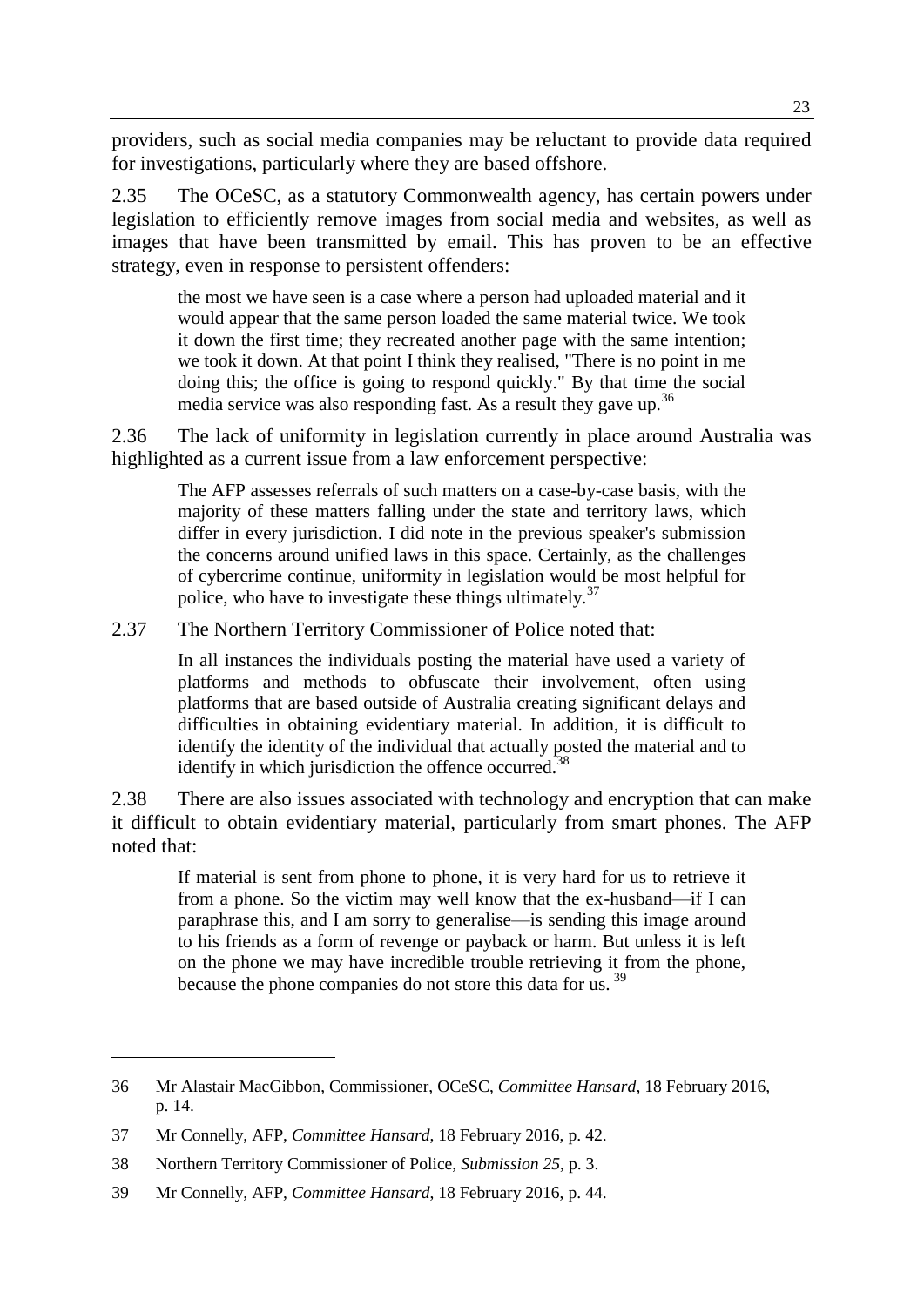providers, such as social media companies may be reluctant to provide data required for investigations, particularly where they are based offshore.

2.35 The OCeSC, as a statutory Commonwealth agency, has certain powers under legislation to efficiently remove images from social media and websites, as well as images that have been transmitted by email. This has proven to be an effective strategy, even in response to persistent offenders:

> the most we have seen is a case where a person had uploaded material and it would appear that the same person loaded the same material twice. We took it down the first time; they recreated another page with the same intention; we took it down. At that point I think they realised, "There is no point in me doing this; the office is going to respond quickly." By that time the social media service was also responding fast. As a result they gave up.[36]

2.36 The lack of uniformity in legislation currently in place around Australia was highlighted as a current issue from a law enforcement perspective:

> The AFP assesses referrals of such matters on a case-by-case basis, with the majority of these matters falling under the state and territory laws, which differ in every jurisdiction. I did note in the previous speaker's submission the concerns around unified laws in this space. Certainly, as the challenges of cybercrime continue, uniformity in legislation would be most helpful for police, who have to investigate these things ultimately.[37]

2.37 The Northern Territory Commissioner of Police noted that:

> In all instances the individuals posting the material have used a variety of platforms and methods to obfuscate their involvement, often using platforms that are based outside of Australia creating significant delays and difficulties in obtaining evidentiary material. In addition, it is difficult to identify the identity of the individual that actually posted the material and to identify in which jurisdiction the offence occurred.[38]

2.38 There are also issues associated with technology and encryption that can make it difficult to obtain evidentiary material, particularly from smart phones. The AFP noted that:

> If material is sent from phone to phone, it is very hard for us to retrieve it from a phone. So the victim may well know that the ex-husband—if I can paraphrase this, and I am sorry to generalise—is sending this image around to his friends as a form of revenge or payback or harm. But unless it is left on the phone we may have incredible trouble retrieving it from the phone, because the phone companies do not store this data for us.[39]

---

36 Mr Alastair MacGibbon, Commissioner, OCeSC, *Committee Hansard*, 18 February 2016, p. 14.

37 Mr Connelly, AFP, *Committee Hansard*, 18 February 2016, p. 42.

38 Northern Territory Commissioner of Police, *Submission 25*, p. 3.

39 Mr Connelly, AFP, *Committee Hansard*, 18 February 2016, p. 44.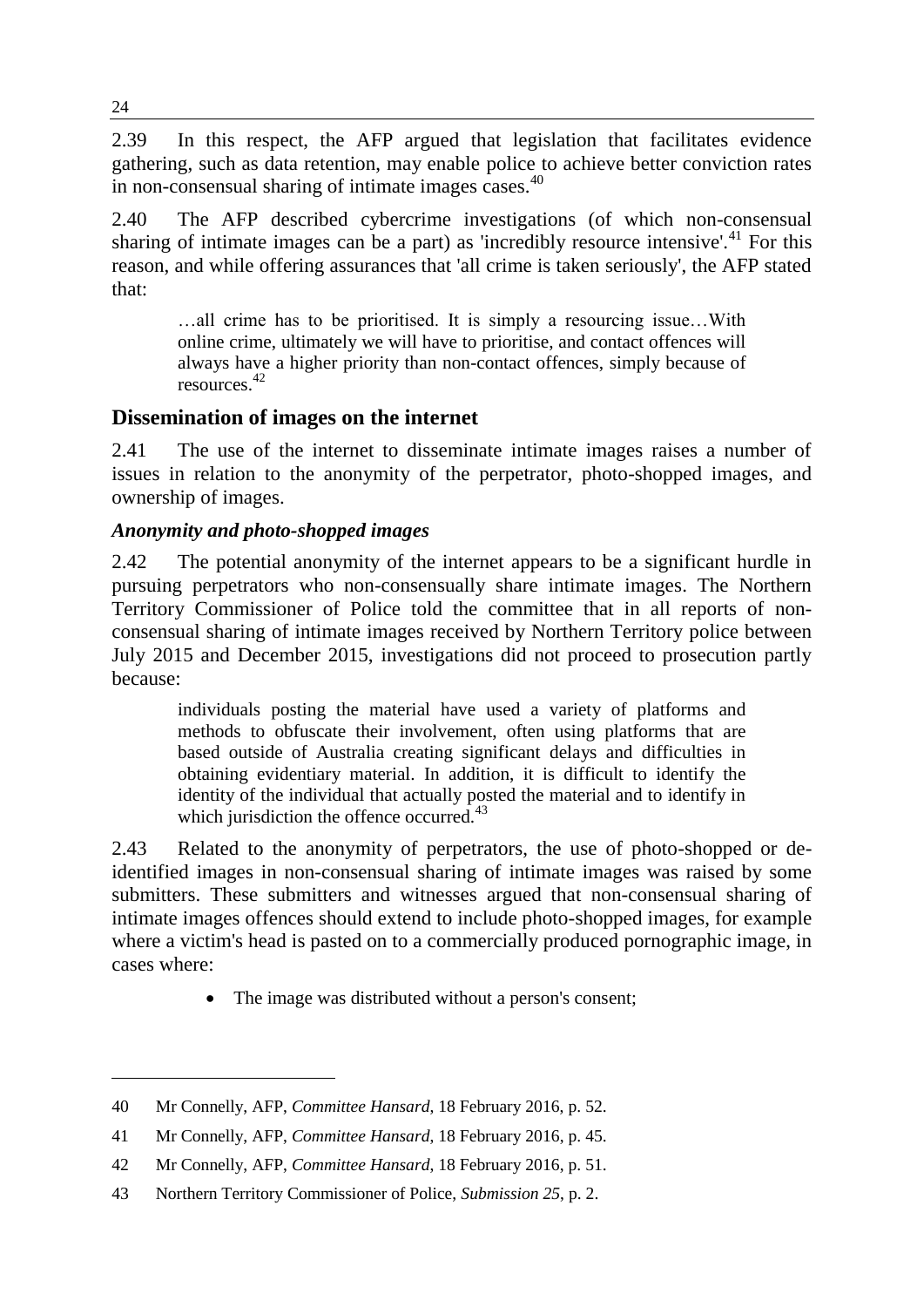2.39 In this respect, the AFP argued that legislation that facilitates evidence gathering, such as data retention, may enable police to achieve better conviction rates in non-consensual sharing of intimate images cases.[40]

2.40 The AFP described cybercrime investigations (of which non-consensual sharing of intimate images can be a part) as 'incredibly resource intensive'.[41] For this reason, and while offering assurances that 'all crime is taken seriously', the AFP stated that:

> …all crime has to be prioritised. It is simply a resourcing issue…With online crime, ultimately we will have to prioritise, and contact offences will always have a higher priority than non-contact offences, simply because of resources.[42]

## Dissemination of images on the internet

2.41 The use of the internet to disseminate intimate images raises a number of issues in relation to the anonymity of the perpetrator, photo-shopped images, and ownership of images.

### *Anonymity and photo-shopped images*

2.42 The potential anonymity of the internet appears to be a significant hurdle in pursuing perpetrators who non-consensually share intimate images. The Northern Territory Commissioner of Police told the committee that in all reports of non-consensual sharing of intimate images received by Northern Territory police between July 2015 and December 2015, investigations did not proceed to prosecution partly because:

> individuals posting the material have used a variety of platforms and methods to obfuscate their involvement, often using platforms that are based outside of Australia creating significant delays and difficulties in obtaining evidentiary material. In addition, it is difficult to identify the identity of the individual that actually posted the material and to identify in which jurisdiction the offence occurred.[43]

2.43 Related to the anonymity of perpetrators, the use of photo-shopped or de-identified images in non-consensual sharing of intimate images was raised by some submitters. These submitters and witnesses argued that non-consensual sharing of intimate images offences should extend to include photo-shopped images, for example where a victim's head is pasted on to a commercially produced pornographic image, in cases where:

- The image was distributed without a person's consent;

---

40 Mr Connelly, AFP, *Committee Hansard*, 18 February 2016, p. 52.

41 Mr Connelly, AFP, *Committee Hansard*, 18 February 2016, p. 45.

42 Mr Connelly, AFP, *Committee Hansard*, 18 February 2016, p. 51.

43 Northern Territory Commissioner of Police, *Submission 25*, p. 2.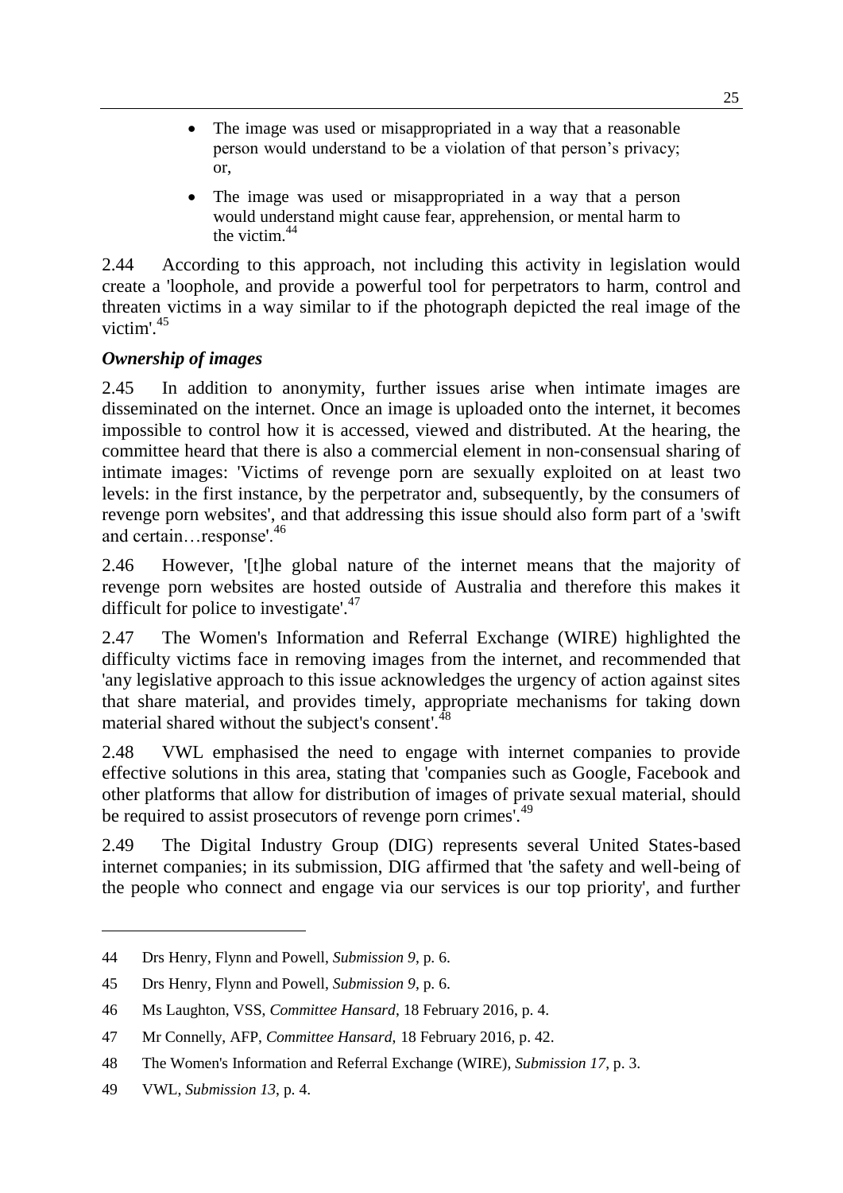- The image was used or misappropriated in a way that a reasonable person would understand to be a violation of that person's privacy; or,
- The image was used or misappropriated in a way that a person would understand might cause fear, apprehension, or mental harm to the victim.[44]

2.44 According to this approach, not including this activity in legislation would create a 'loophole, and provide a powerful tool for perpetrators to harm, control and threaten victims in a way similar to if the photograph depicted the real image of the victim'.[45]

### *Ownership of images*

2.45 In addition to anonymity, further issues arise when intimate images are disseminated on the internet. Once an image is uploaded onto the internet, it becomes impossible to control how it is accessed, viewed and distributed. At the hearing, the committee heard that there is also a commercial element in non-consensual sharing of intimate images: 'Victims of revenge porn are sexually exploited on at least two levels: in the first instance, by the perpetrator and, subsequently, by the consumers of revenge porn websites', and that addressing this issue should also form part of a 'swift and certain…response'.[46]

2.46 However, '[t]he global nature of the internet means that the majority of revenge porn websites are hosted outside of Australia and therefore this makes it difficult for police to investigate'.[47]

2.47 The Women's Information and Referral Exchange (WIRE) highlighted the difficulty victims face in removing images from the internet, and recommended that 'any legislative approach to this issue acknowledges the urgency of action against sites that share material, and provides timely, appropriate mechanisms for taking down material shared without the subject's consent'.[48]

2.48 VWL emphasised the need to engage with internet companies to provide effective solutions in this area, stating that 'companies such as Google, Facebook and other platforms that allow for distribution of images of private sexual material, should be required to assist prosecutors of revenge porn crimes'.[49]

2.49 The Digital Industry Group (DIG) represents several United States-based internet companies; in its submission, DIG affirmed that 'the safety and well-being of the people who connect and engage via our services is our top priority', and further

---

44 Drs Henry, Flynn and Powell, *Submission 9*, p. 6.

45 Drs Henry, Flynn and Powell, *Submission 9*, p. 6.

46 Ms Laughton, VSS, *Committee Hansard*, 18 February 2016, p. 4.

47 Mr Connelly, AFP, *Committee Hansard*, 18 February 2016, p. 42.

48 The Women's Information and Referral Exchange (WIRE), *Submission 17*, p. 3.

49 VWL, *Submission 13*, p. 4.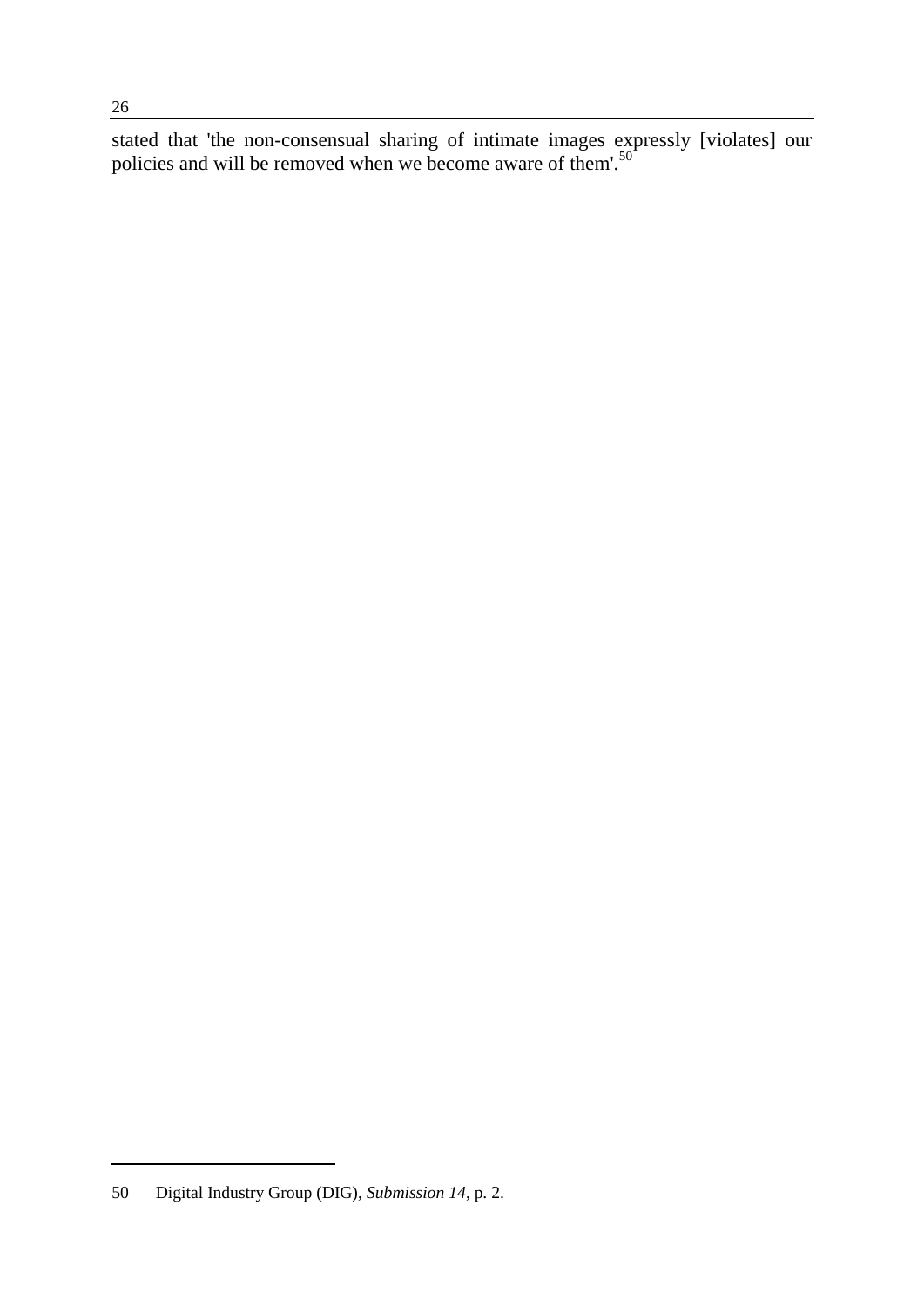stated that 'the non-consensual sharing of intimate images expressly [violates] our policies and will be removed when we become aware of them'.[50]

50 Digital Industry Group (DIG), *Submission 14*, p. 2.